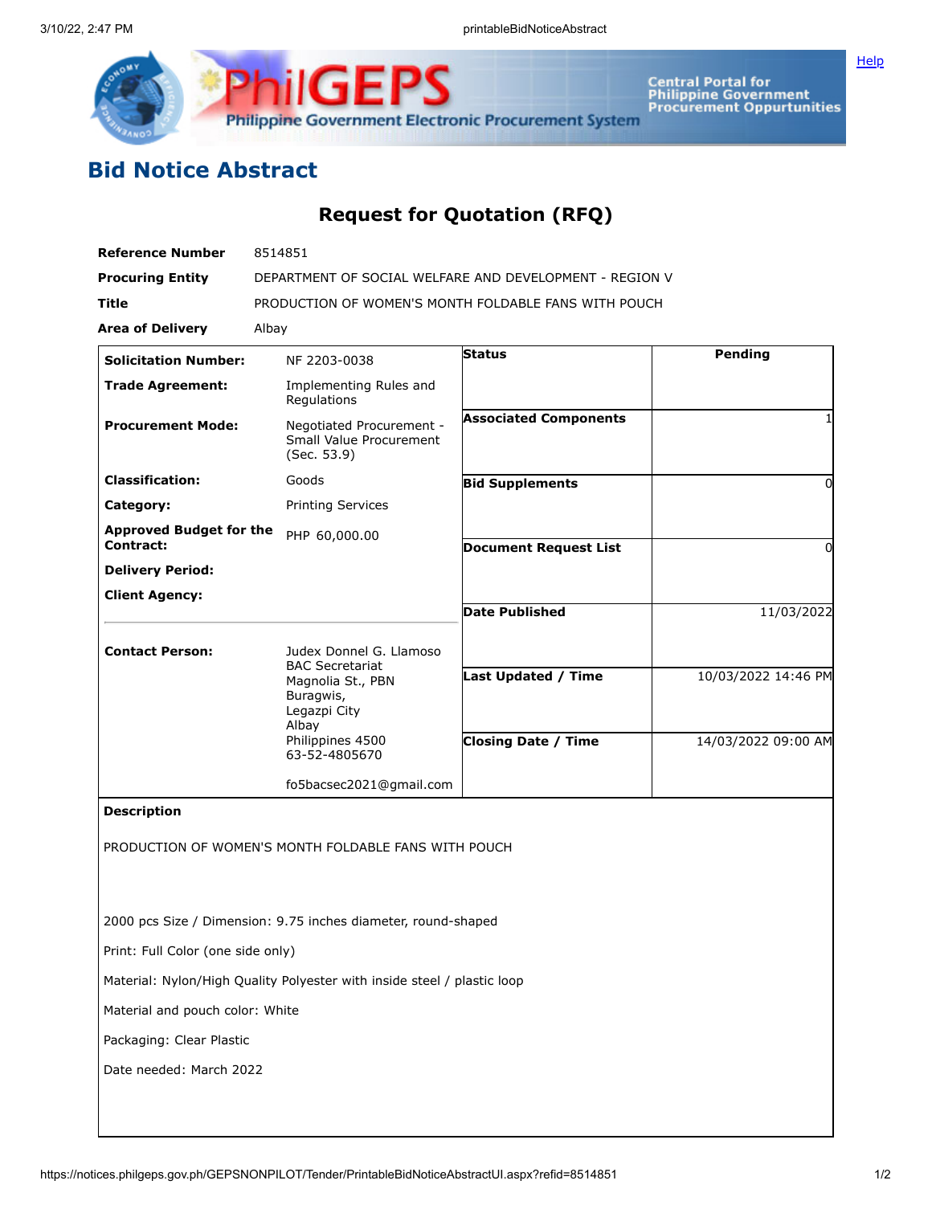## Bid Notice Abstract

### Request for Quotation (RFQ)

| | |
|---|---|
| **Reference Number** | 8514851 |
| **Procuring Entity** | DEPARTMENT OF SOCIAL WELFARE AND DEVELOPMENT - REGION V |
| **Title** | PRODUCTION OF WOMEN'S MONTH FOLDABLE FANS WITH POUCH |
| **Area of Delivery** | Albay |

| | | | |
|---|---|---|---|
| **Solicitation Number:** | NF 2203-0038 | **Status** | Pending |
| **Trade Agreement:** | Implementing Rules and Regulations | | |
| **Procurement Mode:** | Negotiated Procurement - Small Value Procurement (Sec. 53.9) | **Associated Components** | 1 |
| **Classification:** | Goods | **Bid Supplements** | 0 |
| **Category:** | Printing Services | | |
| **Approved Budget for the Contract:** | PHP 60,000.00 | **Document Request List** | 0 |
| **Delivery Period:** | | | |
| **Client Agency:** | | **Date Published** | 11/03/2022 |
| **Contact Person:** | Judex Donnel G. Llamoso<br>BAC Secretariat<br>Magnolia St., PBN Buragwis,<br>Legazpi City<br>Albay<br>Philippines 4500<br>63-52-4805670<br><br>fo5bacsec2021@gmail.com | **Last Updated / Time** | 10/03/2022 14:46 PM |
| | | **Closing Date / Time** | 14/03/2022 09:00 AM |

**Description**

PRODUCTION OF WOMEN'S MONTH FOLDABLE FANS WITH POUCH

2000 pcs Size / Dimension: 9.75 inches diameter, round-shaped

Print: Full Color (one side only)

Material: Nylon/High Quality Polyester with inside steel / plastic loop

Material and pouch color: White

Packaging: Clear Plastic

Date needed: March 2022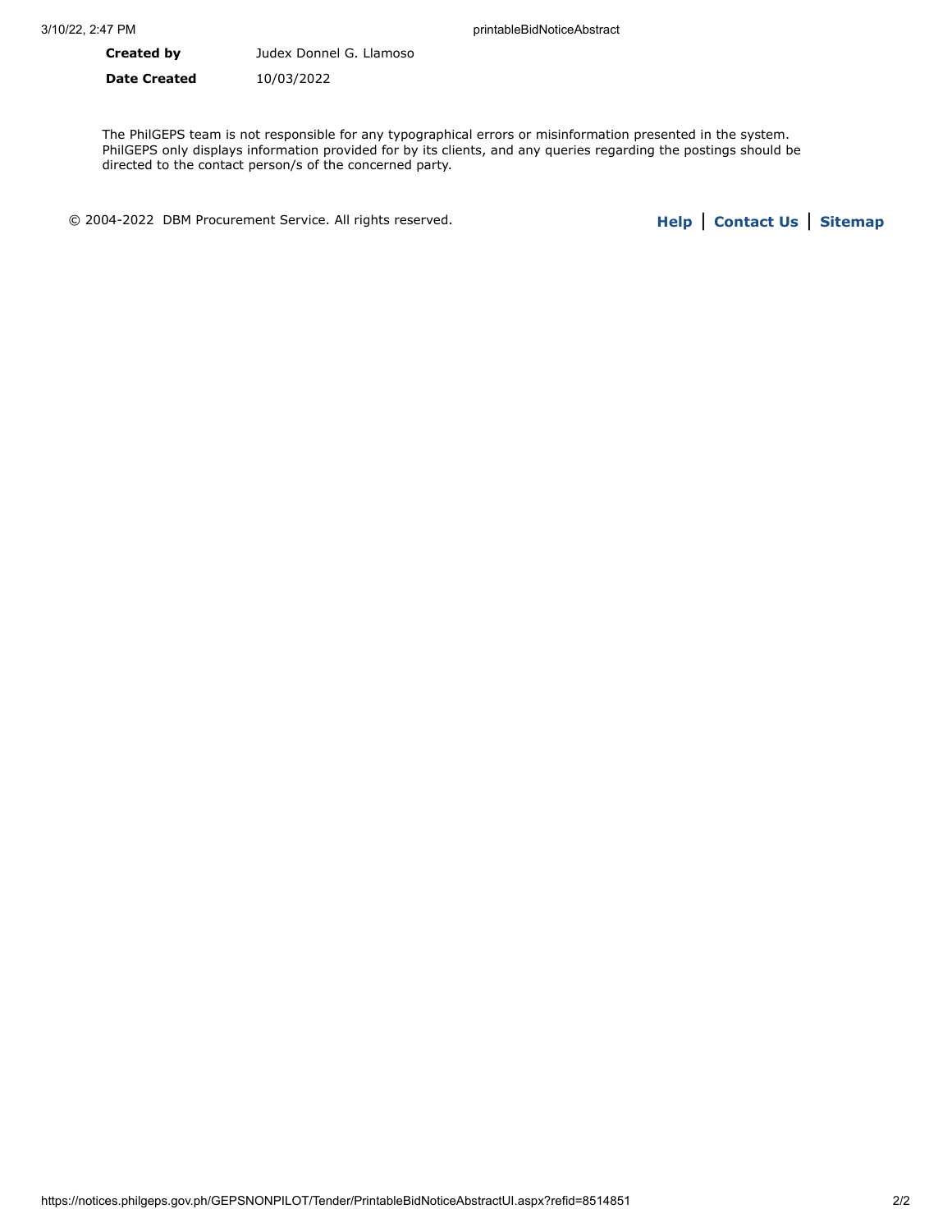| | |
|---|---|
| **Created by** | Judex Donnel G. Llamoso |
| **Date Created** | 10/03/2022 |

The PhilGEPS team is not responsible for any typographical errors or misinformation presented in the system. PhilGEPS only displays information provided for by its clients, and any queries regarding the postings should be directed to the contact person/s of the concerned party.

© 2004-2022 DBM Procurement Service. All rights reserved.

**Help** | **Contact Us** | **Sitemap**